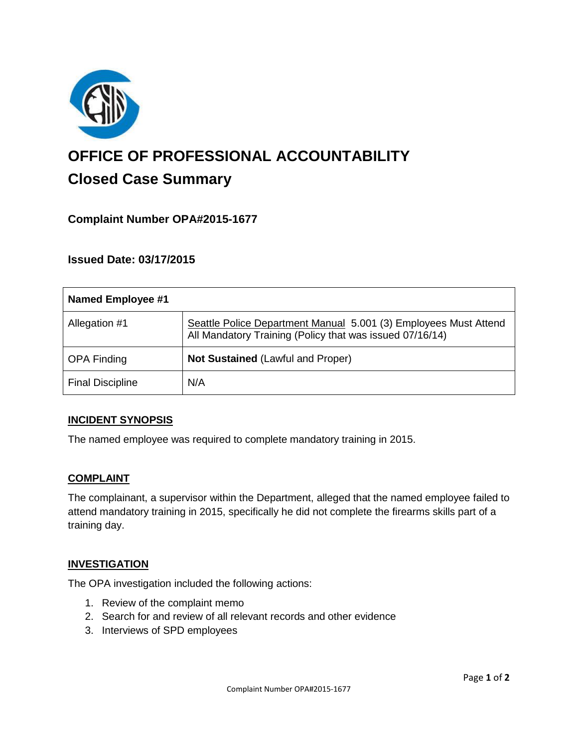# OFFICE OF PROFESSIONAL ACCOUNTABILITY

## Closed Case Summary

### Complaint Number OPA#2015-1677

### Issued Date: 03/17/2015

| Named Employee #1 | |
|---|---|
| Allegation #1 | Seattle Police Department Manual 5.001 (3) Employees Must Attend All Mandatory Training (Policy that was issued 07/16/14) |
| OPA Finding | **Not Sustained** (Lawful and Proper) |
| Final Discipline | N/A |

### INCIDENT SYNOPSIS

The named employee was required to complete mandatory training in 2015.

### COMPLAINT

The complainant, a supervisor within the Department, alleged that the named employee failed to attend mandatory training in 2015, specifically he did not complete the firearms skills part of a training day.

### INVESTIGATION

The OPA investigation included the following actions:

1. Review of the complaint memo
2. Search for and review of all relevant records and other evidence
3. Interviews of SPD employees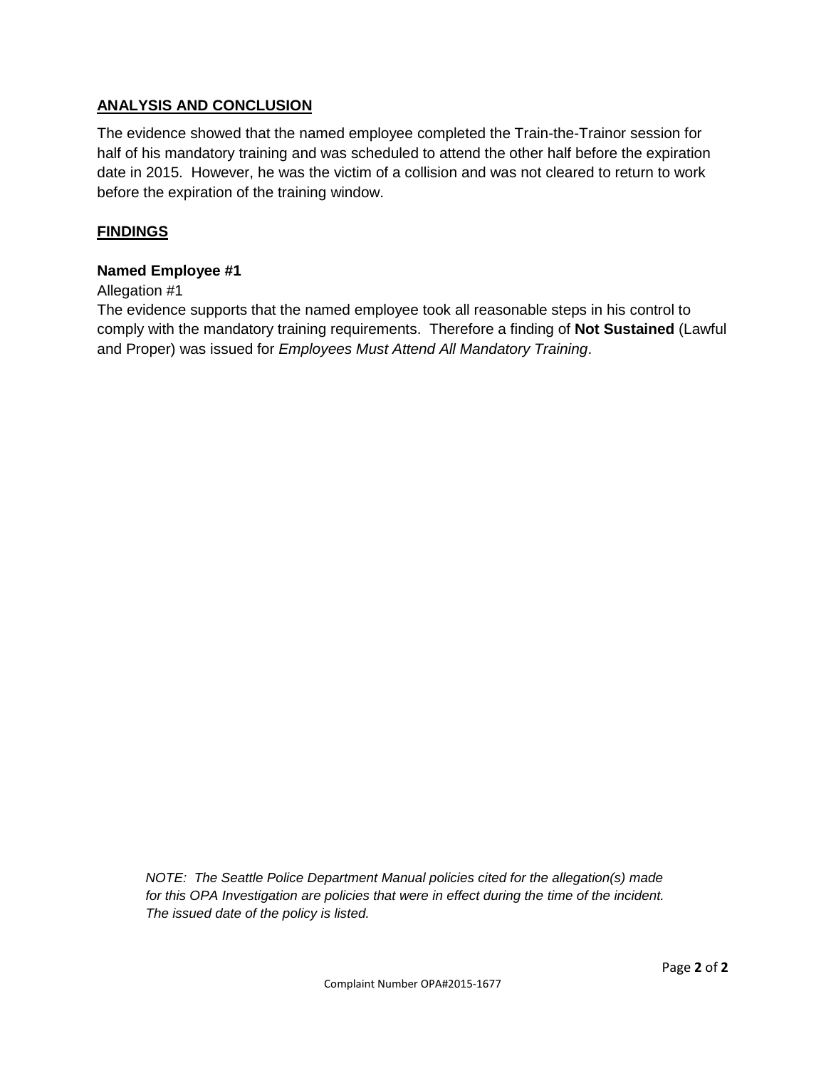## ANALYSIS AND CONCLUSION

The evidence showed that the named employee completed the Train-the-Trainor session for half of his mandatory training and was scheduled to attend the other half before the expiration date in 2015. However, he was the victim of a collision and was not cleared to return to work before the expiration of the training window.

## FINDINGS

**Named Employee #1**

Allegation #1

The evidence supports that the named employee took all reasonable steps in his control to comply with the mandatory training requirements. Therefore a finding of **Not Sustained** (Lawful and Proper) was issued for *Employees Must Attend All Mandatory Training*.

*NOTE: The Seattle Police Department Manual policies cited for the allegation(s) made for this OPA Investigation are policies that were in effect during the time of the incident. The issued date of the policy is listed.*

Complaint Number OPA#2015-1677